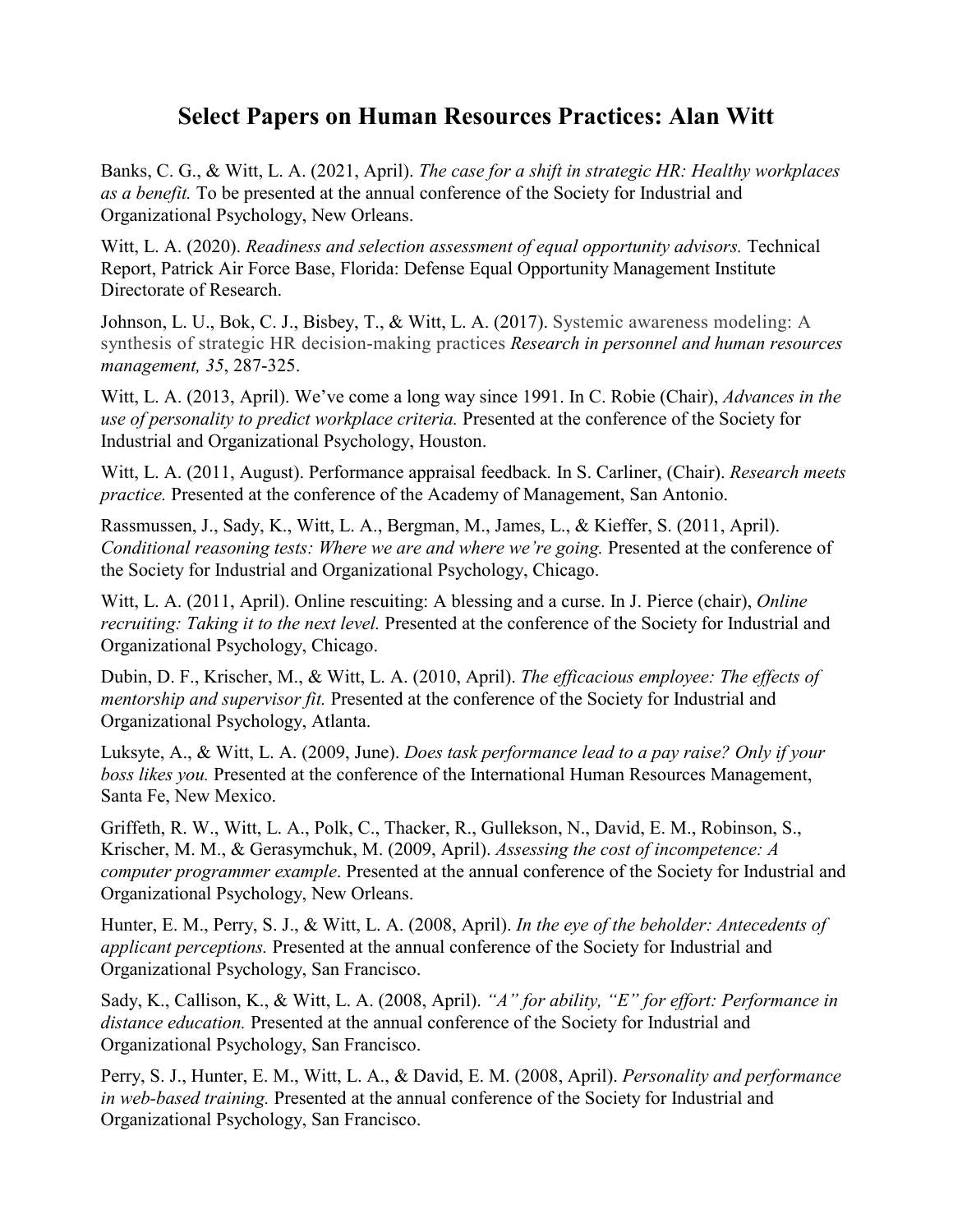# Select Papers on Human Resources Practices: Alan Witt

Banks, C. G., & Witt, L. A. (2021, April). *The case for a shift in strategic HR: Healthy workplaces as a benefit.* To be presented at the annual conference of the Society for Industrial and Organizational Psychology, New Orleans.

Witt, L. A. (2020). *Readiness and selection assessment of equal opportunity advisors.* Technical Report, Patrick Air Force Base, Florida: Defense Equal Opportunity Management Institute Directorate of Research.

Johnson, L. U., Bok, C. J., Bisbey, T., & Witt, L. A. (2017). Systemic awareness modeling: A synthesis of strategic HR decision-making practices *Research in personnel and human resources management, 35*, 287-325.

Witt, L. A. (2013, April). We've come a long way since 1991. In C. Robie (Chair), *Advances in the use of personality to predict workplace criteria.* Presented at the conference of the Society for Industrial and Organizational Psychology, Houston.

Witt, L. A. (2011, August). Performance appraisal feedback*.* In S. Carliner, (Chair). *Research meets practice.* Presented at the conference of the Academy of Management, San Antonio.

Rassmussen, J., Sady, K., Witt, L. A., Bergman, M., James, L., & Kieffer, S. (2011, April). *Conditional reasoning tests: Where we are and where we're going.* Presented at the conference of the Society for Industrial and Organizational Psychology, Chicago.

Witt, L. A. (2011, April). Online rescuiting: A blessing and a curse. In J. Pierce (chair), *Online recruiting: Taking it to the next level.* Presented at the conference of the Society for Industrial and Organizational Psychology, Chicago.

Dubin, D. F., Krischer, M., & Witt, L. A. (2010, April). *The efficacious employee: The effects of mentorship and supervisor fit.* Presented at the conference of the Society for Industrial and Organizational Psychology, Atlanta.

Luksyte, A., & Witt, L. A. (2009, June). *Does task performance lead to a pay raise? Only if your boss likes you.* Presented at the conference of the International Human Resources Management, Santa Fe, New Mexico.

Griffeth, R. W., Witt, L. A., Polk, C., Thacker, R., Gullekson, N., David, E. M., Robinson, S., Krischer, M. M., & Gerasymchuk, M. (2009, April). *Assessing the cost of incompetence: A computer programmer example*. Presented at the annual conference of the Society for Industrial and Organizational Psychology, New Orleans.

Hunter, E. M., Perry, S. J., & Witt, L. A. (2008, April). *In the eye of the beholder: Antecedents of applicant perceptions.* Presented at the annual conference of the Society for Industrial and Organizational Psychology, San Francisco.

Sady, K., Callison, K., & Witt, L. A. (2008, April). *"A" for ability, "E" for effort: Performance in distance education.* Presented at the annual conference of the Society for Industrial and Organizational Psychology, San Francisco.

Perry, S. J., Hunter, E. M., Witt, L. A., & David, E. M. (2008, April). *Personality and performance in web-based training.* Presented at the annual conference of the Society for Industrial and Organizational Psychology, San Francisco.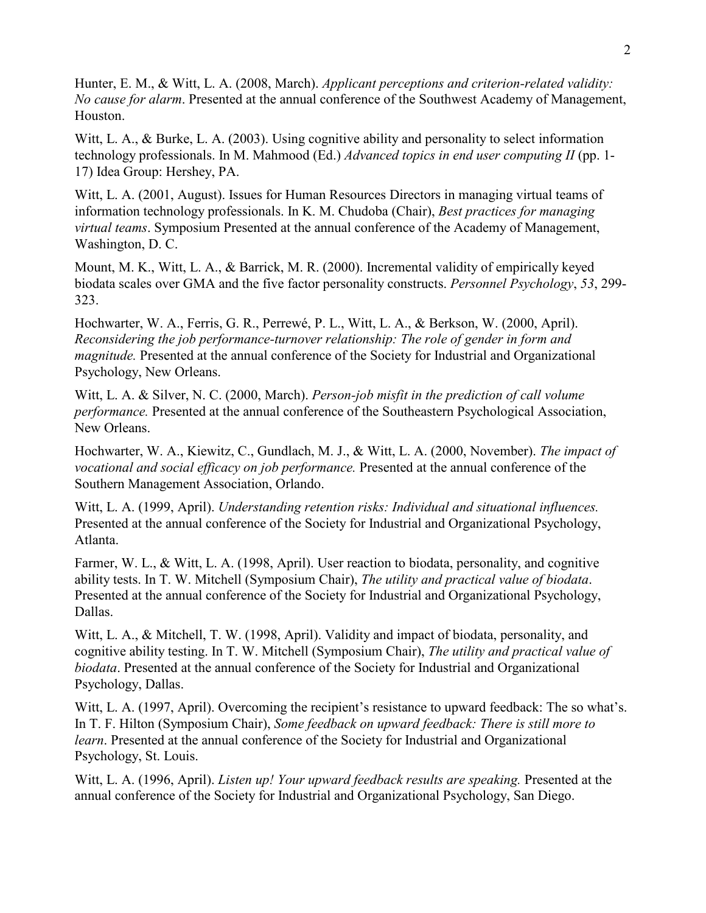Hunter, E. M., & Witt, L. A. (2008, March). *Applicant perceptions and criterion-related validity: No cause for alarm*. Presented at the annual conference of the Southwest Academy of Management, Houston.

Witt, L. A., & Burke, L. A. (2003). Using cognitive ability and personality to select information technology professionals. In M. Mahmood (Ed.) *Advanced topics in end user computing II* (pp. 1-17) Idea Group: Hershey, PA.

Witt, L. A. (2001, August). Issues for Human Resources Directors in managing virtual teams of information technology professionals. In K. M. Chudoba (Chair), *Best practices for managing virtual teams*. Symposium Presented at the annual conference of the Academy of Management, Washington, D. C.

Mount, M. K., Witt, L. A., & Barrick, M. R. (2000). Incremental validity of empirically keyed biodata scales over GMA and the five factor personality constructs. *Personnel Psychology*, *53*, 299-323.

Hochwarter, W. A., Ferris, G. R., Perrewé, P. L., Witt, L. A., & Berkson, W. (2000, April). *Reconsidering the job performance-turnover relationship: The role of gender in form and magnitude.* Presented at the annual conference of the Society for Industrial and Organizational Psychology, New Orleans.

Witt, L. A. & Silver, N. C. (2000, March). *Person-job misfit in the prediction of call volume performance.* Presented at the annual conference of the Southeastern Psychological Association, New Orleans.

Hochwarter, W. A., Kiewitz, C., Gundlach, M. J., & Witt, L. A. (2000, November). *The impact of vocational and social efficacy on job performance.* Presented at the annual conference of the Southern Management Association, Orlando.

Witt, L. A. (1999, April). *Understanding retention risks: Individual and situational influences.* Presented at the annual conference of the Society for Industrial and Organizational Psychology, Atlanta.

Farmer, W. L., & Witt, L. A. (1998, April). User reaction to biodata, personality, and cognitive ability tests. In T. W. Mitchell (Symposium Chair), *The utility and practical value of biodata*. Presented at the annual conference of the Society for Industrial and Organizational Psychology, Dallas.

Witt, L. A., & Mitchell, T. W. (1998, April). Validity and impact of biodata, personality, and cognitive ability testing. In T. W. Mitchell (Symposium Chair), *The utility and practical value of biodata*. Presented at the annual conference of the Society for Industrial and Organizational Psychology, Dallas.

Witt, L. A. (1997, April). Overcoming the recipient's resistance to upward feedback: The so what's. In T. F. Hilton (Symposium Chair), *Some feedback on upward feedback: There is still more to learn*. Presented at the annual conference of the Society for Industrial and Organizational Psychology, St. Louis.

Witt, L. A. (1996, April). *Listen up! Your upward feedback results are speaking.* Presented at the annual conference of the Society for Industrial and Organizational Psychology, San Diego.